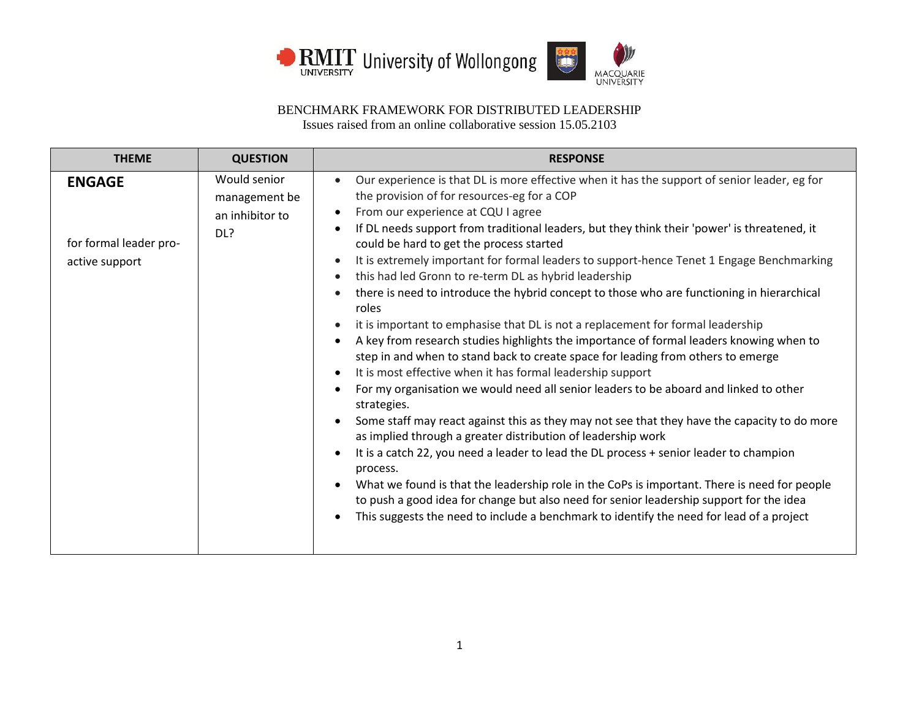BENCHMARK FRAMEWORK FOR DISTRIBUTED LEADERSHIP

Issues raised from an online collaborative session 15.05.2103

| THEME | QUESTION | RESPONSE |
|---|---|---|
| **ENGAGE**<br><br>for formal leader pro-active support | Would senior management be an inhibitor to DL? | • Our experience is that DL is more effective when it has the support of senior leader, eg for the provision of for resources-eg for a COP<br>• From our experience at CQU I agree<br>• If DL needs support from traditional leaders, but they think their 'power' is threatened, it could be hard to get the process started<br>• It is extremely important for formal leaders to support-hence Tenet 1 Engage Benchmarking<br>• this had led Gronn to re-term DL as hybrid leadership<br>• there is need to introduce the hybrid concept to those who are functioning in hierarchical roles<br>• it is important to emphasise that DL is not a replacement for formal leadership<br>• A key from research studies highlights the importance of formal leaders knowing when to step in and when to stand back to create space for leading from others to emerge<br>• It is most effective when it has formal leadership support<br>• For my organisation we would need all senior leaders to be aboard and linked to other strategies.<br>• Some staff may react against this as they may not see that they have the capacity to do more as implied through a greater distribution of leadership work<br>• It is a catch 22, you need a leader to lead the DL process + senior leader to champion process.<br>• What we found is that the leadership role in the CoPs is important. There is need for people to push a good idea for change but also need for senior leadership support for the idea<br>• This suggests the need to include a benchmark to identify the need for lead of a project |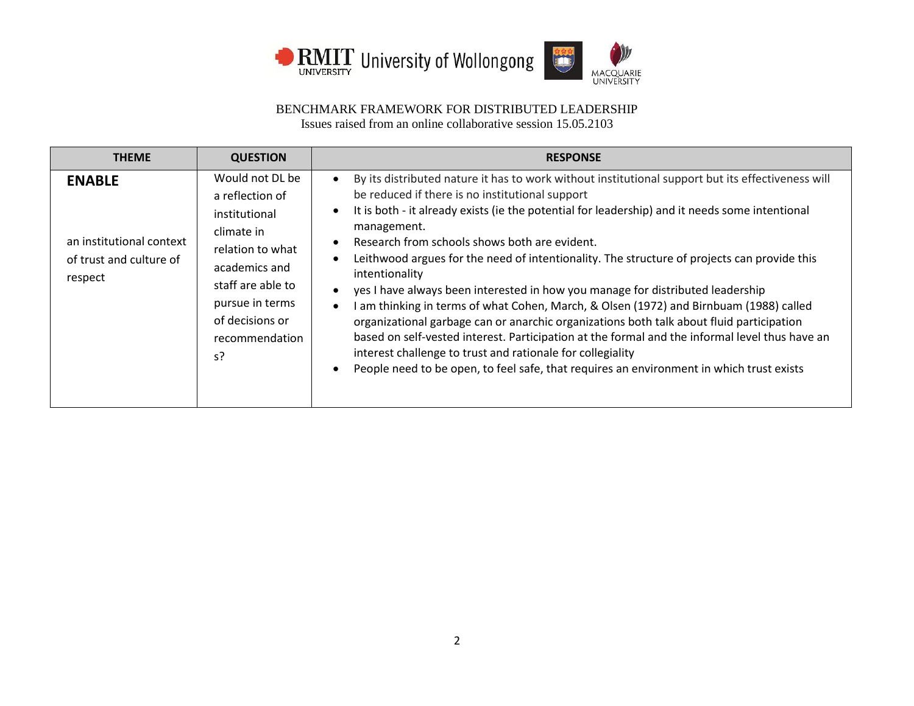BENCHMARK FRAMEWORK FOR DISTRIBUTED LEADERSHIP
Issues raised from an online collaborative session 15.05.2103

| THEME | QUESTION | RESPONSE |
|---|---|---|
| **ENABLE**<br><br>an institutional context of trust and culture of respect | Would not DL be a reflection of institutional climate in relation to what academics and staff are able to pursue in terms of decisions or recommendations? | • By its distributed nature it has to work without institutional support but its effectiveness will be reduced if there is no institutional support<br>• It is both - it already exists (ie the potential for leadership) and it needs some intentional management.<br>• Research from schools shows both are evident.<br>• Leithwood argues for the need of intentionality. The structure of projects can provide this intentionality<br>• yes I have always been interested in how you manage for distributed leadership<br>• I am thinking in terms of what Cohen, March, & Olsen (1972) and Birnbuam (1988) called organizational garbage can or anarchic organizations both talk about fluid participation based on self-vested interest. Participation at the formal and the informal level thus have an interest challenge to trust and rationale for collegiality<br>• People need to be open, to feel safe, that requires an environment in which trust exists |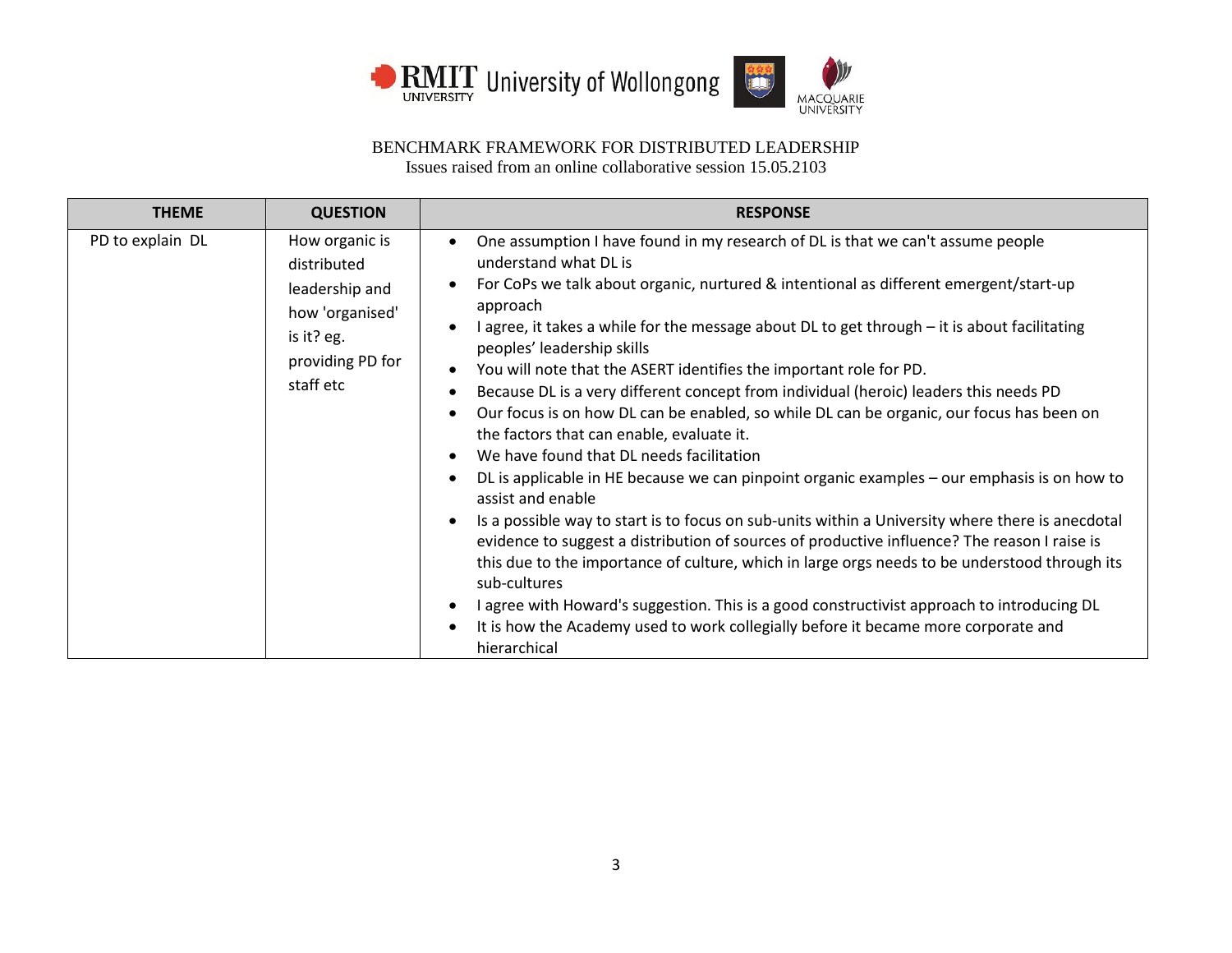BENCHMARK FRAMEWORK FOR DISTRIBUTED LEADERSHIP

Issues raised from an online collaborative session 15.05.2103

| THEME | QUESTION | RESPONSE |
|---|---|---|
| PD to explain DL | How organic is distributed leadership and how 'organised' is it? eg. providing PD for staff etc | • One assumption I have found in my research of DL is that we can't assume people understand what DL is<br>• For CoPs we talk about organic, nurtured & intentional as different emergent/start-up approach<br>• I agree, it takes a while for the message about DL to get through – it is about facilitating peoples' leadership skills<br>• You will note that the ASERT identifies the important role for PD.<br>• Because DL is a very different concept from individual (heroic) leaders this needs PD<br>• Our focus is on how DL can be enabled, so while DL can be organic, our focus has been on the factors that can enable, evaluate it.<br>• We have found that DL needs facilitation<br>• DL is applicable in HE because we can pinpoint organic examples – our emphasis is on how to assist and enable<br>• Is a possible way to start is to focus on sub-units within a University where there is anecdotal evidence to suggest a distribution of sources of productive influence? The reason I raise is this due to the importance of culture, which in large orgs needs to be understood through its sub-cultures<br>• I agree with Howard's suggestion. This is a good constructivist approach to introducing DL<br>• It is how the Academy used to work collegially before it became more corporate and hierarchical |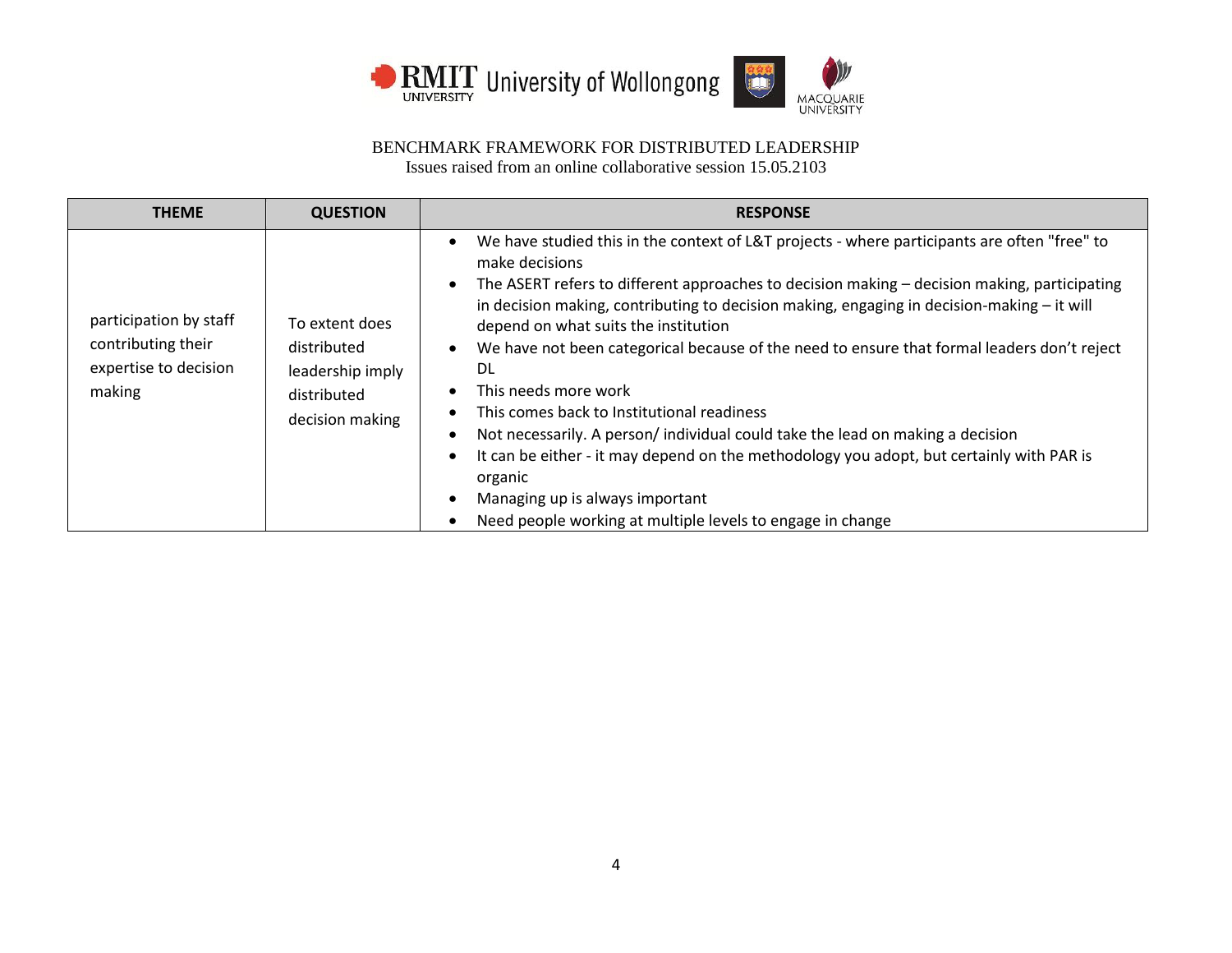BENCHMARK FRAMEWORK FOR DISTRIBUTED LEADERSHIP
Issues raised from an online collaborative session 15.05.2103

| THEME | QUESTION | RESPONSE |
|---|---|---|
| participation by staff contributing their expertise to decision making | To extent does distributed leadership imply distributed decision making | • We have studied this in the context of L&T projects - where participants are often "free" to make decisions<br>• The ASERT refers to different approaches to decision making – decision making, participating in decision making, contributing to decision making, engaging in decision-making – it will depend on what suits the institution<br>• We have not been categorical because of the need to ensure that formal leaders don't reject DL<br>• This needs more work<br>• This comes back to Institutional readiness<br>• Not necessarily. A person/ individual could take the lead on making a decision<br>• It can be either - it may depend on the methodology you adopt, but certainly with PAR is organic<br>• Managing up is always important<br>• Need people working at multiple levels to engage in change |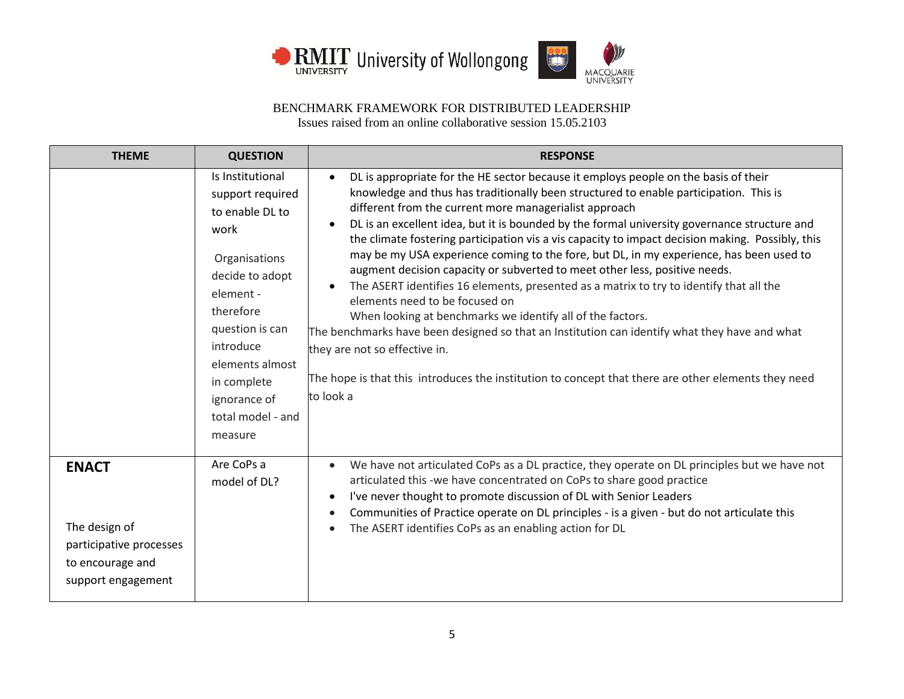BENCHMARK FRAMEWORK FOR DISTRIBUTED LEADERSHIP
Issues raised from an online collaborative session 15.05.2103

| THEME | QUESTION | RESPONSE |
|---|---|---|
| | Is Institutional support required to enable DL to work<br><br>Organisations decide to adopt element - therefore question is can introduce elements almost in complete ignorance of total model - and measure | • DL is appropriate for the HE sector because it employs people on the basis of their knowledge and thus has traditionally been structured to enable participation. This is different from the current more managerialist approach<br>• DL is an excellent idea, but it is bounded by the formal university governance structure and the climate fostering participation vis a vis capacity to impact decision making. Possibly, this may be my USA experience coming to the fore, but DL, in my experience, has been used to augment decision capacity or subverted to meet other less, positive needs.<br>• The ASERT identifies 16 elements, presented as a matrix to try to identify that all the elements need to be focused on<br>When looking at benchmarks we identify all of the factors.<br>The benchmarks have been designed so that an Institution can identify what they have and what they are not so effective in.<br><br>The hope is that this introduces the institution to concept that there are other elements they need to look a |
| **ENACT**<br><br>The design of participative processes to encourage and support engagement | Are CoPs a model of DL? | • We have not articulated CoPs as a DL practice, they operate on DL principles but we have not articulated this -we have concentrated on CoPs to share good practice<br>• I've never thought to promote discussion of DL with Senior Leaders<br>• Communities of Practice operate on DL principles - is a given - but do not articulate this<br>• The ASERT identifies CoPs as an enabling action for DL |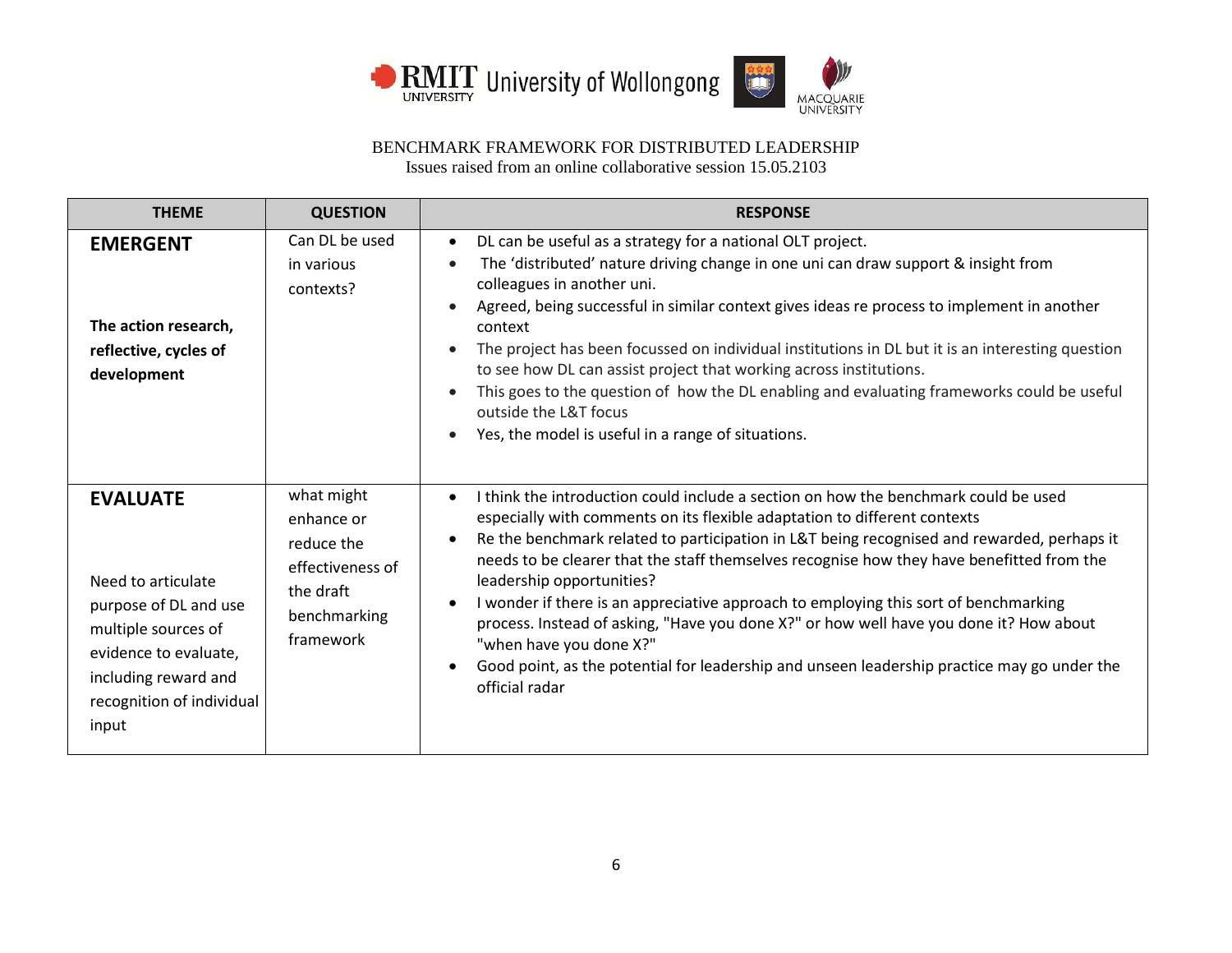BENCHMARK FRAMEWORK FOR DISTRIBUTED LEADERSHIP

Issues raised from an online collaborative session 15.05.2103

| THEME | QUESTION | RESPONSE |
|---|---|---|
| **EMERGENT**<br><br>**The action research, reflective, cycles of development** | Can DL be used in various contexts? | • DL can be useful as a strategy for a national OLT project.<br>• The 'distributed' nature driving change in one uni can draw support & insight from colleagues in another uni.<br>• Agreed, being successful in similar context gives ideas re process to implement in another context<br>• The project has been focussed on individual institutions in DL but it is an interesting question to see how DL can assist project that working across institutions.<br>• This goes to the question of how the DL enabling and evaluating frameworks could be useful outside the L&T focus<br>• Yes, the model is useful in a range of situations. |
| **EVALUATE**<br><br>Need to articulate purpose of DL and use multiple sources of evidence to evaluate, including reward and recognition of individual input | what might enhance or reduce the effectiveness of the draft benchmarking framework | • I think the introduction could include a section on how the benchmark could be used especially with comments on its flexible adaptation to different contexts<br>• Re the benchmark related to participation in L&T being recognised and rewarded, perhaps it needs to be clearer that the staff themselves recognise how they have benefitted from the leadership opportunities?<br>• I wonder if there is an appreciative approach to employing this sort of benchmarking process. Instead of asking, "Have you done X?" or how well have you done it? How about "when have you done X?"<br>• Good point, as the potential for leadership and unseen leadership practice may go under the official radar |